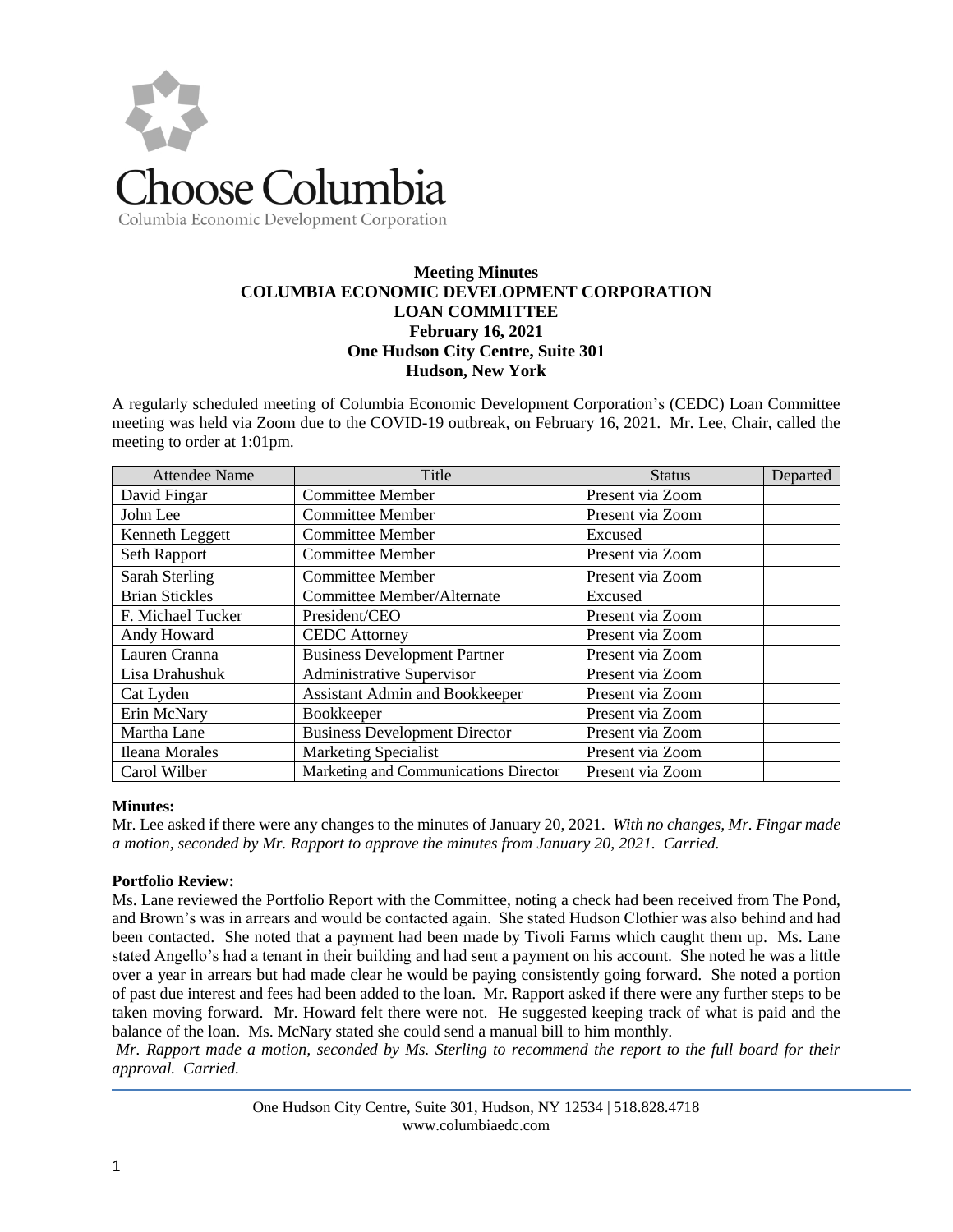Choose Columbia

Columbia Economic Development Corporation

**Meeting Minutes**
**COLUMBIA ECONOMIC DEVELOPMENT CORPORATION**
**LOAN COMMITTEE**
**February 16, 2021**
**One Hudson City Centre, Suite 301**
**Hudson, New York**

A regularly scheduled meeting of Columbia Economic Development Corporation's (CEDC) Loan Committee meeting was held via Zoom due to the COVID-19 outbreak, on February 16, 2021. Mr. Lee, Chair, called the meeting to order at 1:01pm.

| Attendee Name | Title | Status | Departed |
|---|---|---|---|
| David Fingar | Committee Member | Present via Zoom | |
| John Lee | Committee Member | Present via Zoom | |
| Kenneth Leggett | Committee Member | Excused | |
| Seth Rapport | Committee Member | Present via Zoom | |
| Sarah Sterling | Committee Member | Present via Zoom | |
| Brian Stickles | Committee Member/Alternate | Excused | |
| F. Michael Tucker | President/CEO | Present via Zoom | |
| Andy Howard | CEDC Attorney | Present via Zoom | |
| Lauren Cranna | Business Development Partner | Present via Zoom | |
| Lisa Drahushuk | Administrative Supervisor | Present via Zoom | |
| Cat Lyden | Assistant Admin and Bookkeeper | Present via Zoom | |
| Erin McNary | Bookkeeper | Present via Zoom | |
| Martha Lane | Business Development Director | Present via Zoom | |
| Ileana Morales | Marketing Specialist | Present via Zoom | |
| Carol Wilber | Marketing and Communications Director | Present via Zoom | |

**Minutes:**
Mr. Lee asked if there were any changes to the minutes of January 20, 2021. *With no changes, Mr. Fingar made a motion, seconded by Mr. Rapport to approve the minutes from January 20, 2021. Carried.*

**Portfolio Review:**
Ms. Lane reviewed the Portfolio Report with the Committee, noting a check had been received from The Pond, and Brown's was in arrears and would be contacted again. She stated Hudson Clothier was also behind and had been contacted. She noted that a payment had been made by Tivoli Farms which caught them up. Ms. Lane stated Angello's had a tenant in their building and had sent a payment on his account. She noted he was a little over a year in arrears but had made clear he would be paying consistently going forward. She noted a portion of past due interest and fees had been added to the loan. Mr. Rapport asked if there were any further steps to be taken moving forward. Mr. Howard felt there were not. He suggested keeping track of what is paid and the balance of the loan. Ms. McNary stated she could send a manual bill to him monthly.

*Mr. Rapport made a motion, seconded by Ms. Sterling to recommend the report to the full board for their approval. Carried.*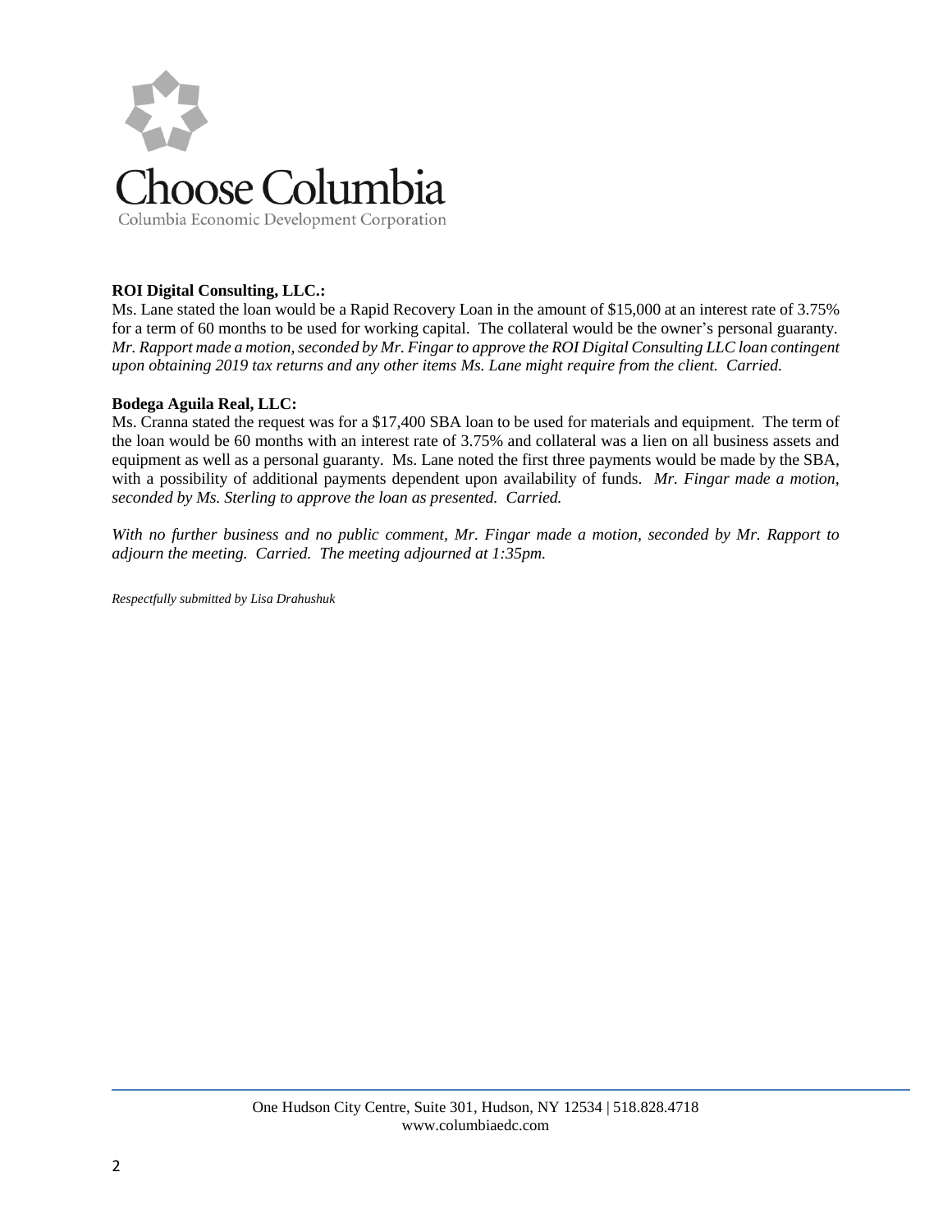**ROI Digital Consulting, LLC.:**

Ms. Lane stated the loan would be a Rapid Recovery Loan in the amount of $15,000 at an interest rate of 3.75% for a term of 60 months to be used for working capital. The collateral would be the owner's personal guaranty. *Mr. Rapport made a motion, seconded by Mr. Fingar to approve the ROI Digital Consulting LLC loan contingent upon obtaining 2019 tax returns and any other items Ms. Lane might require from the client. Carried.*

**Bodega Aguila Real, LLC:**

Ms. Cranna stated the request was for a $17,400 SBA loan to be used for materials and equipment. The term of the loan would be 60 months with an interest rate of 3.75% and collateral was a lien on all business assets and equipment as well as a personal guaranty. Ms. Lane noted the first three payments would be made by the SBA, with a possibility of additional payments dependent upon availability of funds. *Mr. Fingar made a motion, seconded by Ms. Sterling to approve the loan as presented. Carried.*

*With no further business and no public comment, Mr. Fingar made a motion, seconded by Mr. Rapport to adjourn the meeting. Carried. The meeting adjourned at 1:35pm.*

*Respectfully submitted by Lisa Drahushuk*